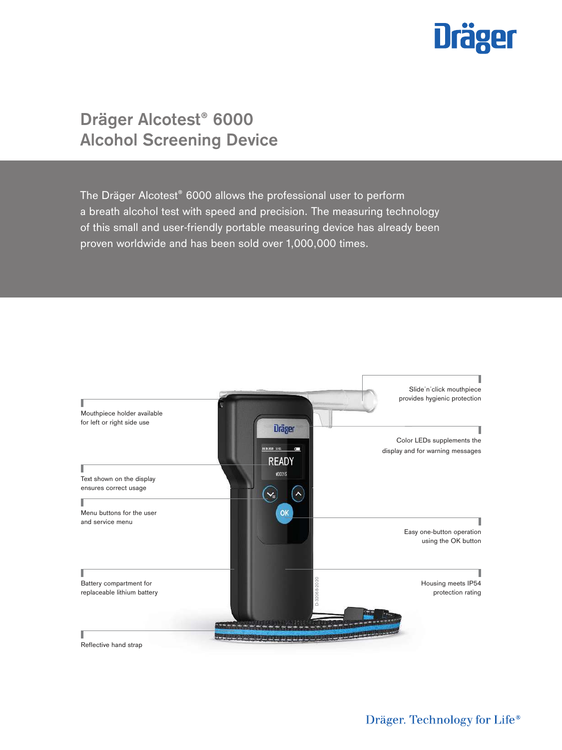# Dräger Alcotest® 6000 Alcohol Screening Device

The Dräger Alcotest® 6000 allows the professional user to perform a breath alcohol test with speed and precision. The measuring technology of this small and user-friendly portable measuring device has already been proven worldwide and has been sold over 1,000,000 times.

Mouthpiece holder available for left or right side use

Text shown on the display ensures correct usage

Menu buttons for the user and service menu

Battery compartment for replaceable lithium battery

Reflective hand strap

Slide'n'click mouthpiece provides hygienic protection

Color LEDs supplements the display and for warning messages

Easy one-button operation using the OK button

Housing meets IP54 protection rating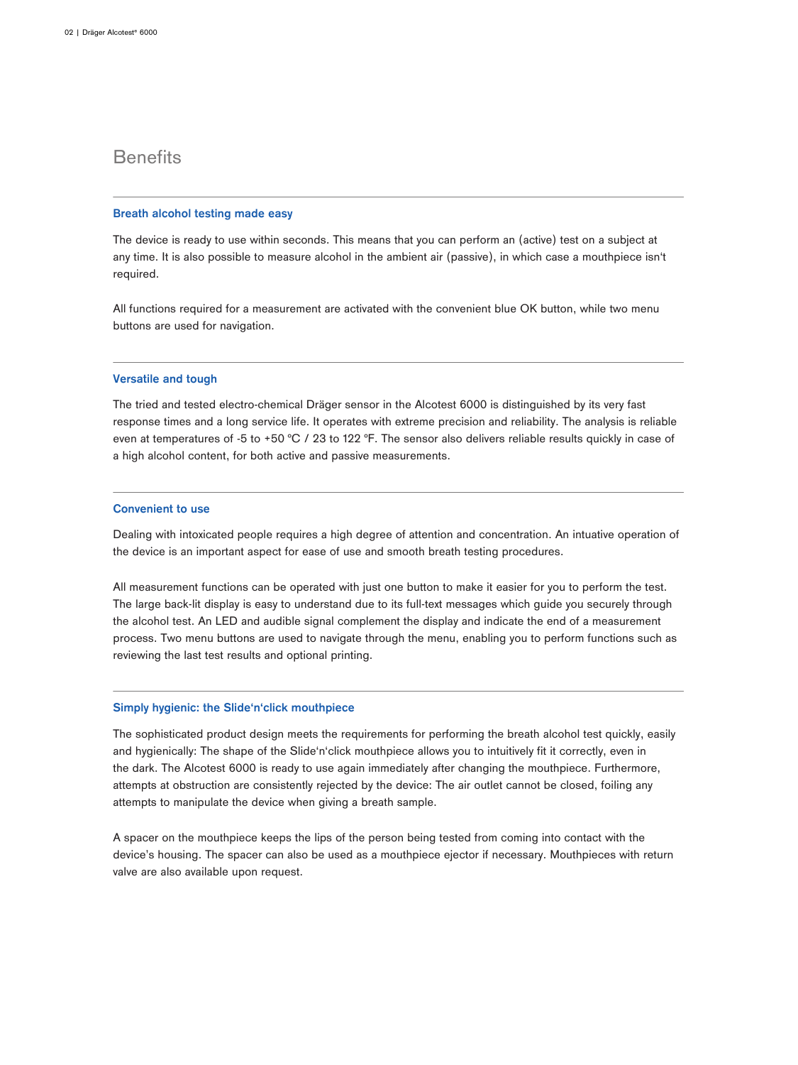## Benefits

### Breath alcohol testing made easy

The device is ready to use within seconds. This means that you can perform an (active) test on a subject at any time. It is also possible to measure alcohol in the ambient air (passive), in which case a mouthpiece isn't required.

All functions required for a measurement are activated with the convenient blue OK button, while two menu buttons are used for navigation.

### Versatile and tough

The tried and tested electro-chemical Dräger sensor in the Alcotest 6000 is distinguished by its very fast response times and a long service life. It operates with extreme precision and reliability. The analysis is reliable even at temperatures of -5 to +50 °C / 23 to 122 °F. The sensor also delivers reliable results quickly in case of a high alcohol content, for both active and passive measurements.

### Convenient to use

Dealing with intoxicated people requires a high degree of attention and concentration. An intuative operation of the device is an important aspect for ease of use and smooth breath testing procedures.

All measurement functions can be operated with just one button to make it easier for you to perform the test. The large back-lit display is easy to understand due to its full-text messages which guide you securely through the alcohol test. An LED and audible signal complement the display and indicate the end of a measurement process. Two menu buttons are used to navigate through the menu, enabling you to perform functions such as reviewing the last test results and optional printing.

### Simply hygienic: the Slide'n'click mouthpiece

The sophisticated product design meets the requirements for performing the breath alcohol test quickly, easily and hygienically: The shape of the Slide'n'click mouthpiece allows you to intuitively fit it correctly, even in the dark. The Alcotest 6000 is ready to use again immediately after changing the mouthpiece. Furthermore, attempts at obstruction are consistently rejected by the device: The air outlet cannot be closed, foiling any attempts to manipulate the device when giving a breath sample.

A spacer on the mouthpiece keeps the lips of the person being tested from coming into contact with the device's housing. The spacer can also be used as a mouthpiece ejector if necessary. Mouthpieces with return valve are also available upon request.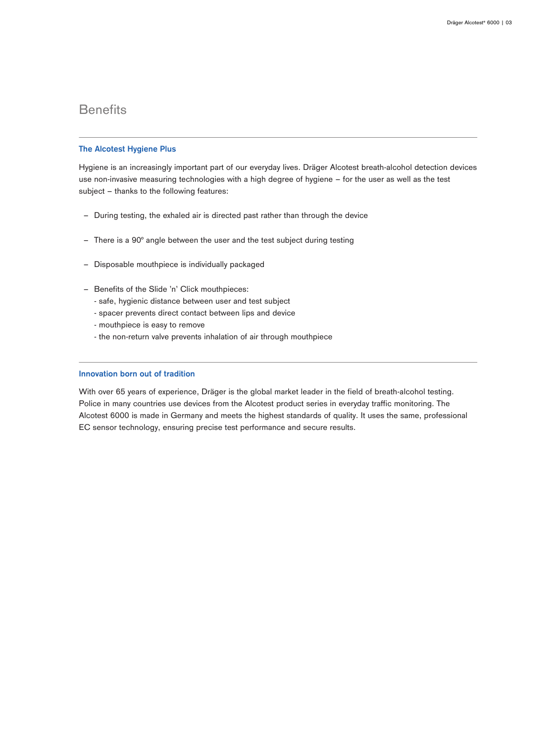# Benefits

## The Alcotest Hygiene Plus

Hygiene is an increasingly important part of our everyday lives. Dräger Alcotest breath-alcohol detection devices use non-invasive measuring technologies with a high degree of hygiene – for the user as well as the test subject – thanks to the following features:

– During testing, the exhaled air is directed past rather than through the device

– There is a 90° angle between the user and the test subject during testing

– Disposable mouthpiece is individually packaged

– Benefits of the Slide 'n' Click mouthpieces:
  - safe, hygienic distance between user and test subject
  - spacer prevents direct contact between lips and device
  - mouthpiece is easy to remove
  - the non-return valve prevents inhalation of air through mouthpiece

## Innovation born out of tradition

With over 65 years of experience, Dräger is the global market leader in the field of breath-alcohol testing. Police in many countries use devices from the Alcotest product series in everyday traffic monitoring. The Alcotest 6000 is made in Germany and meets the highest standards of quality. It uses the same, professional EC sensor technology, ensuring precise test performance and secure results.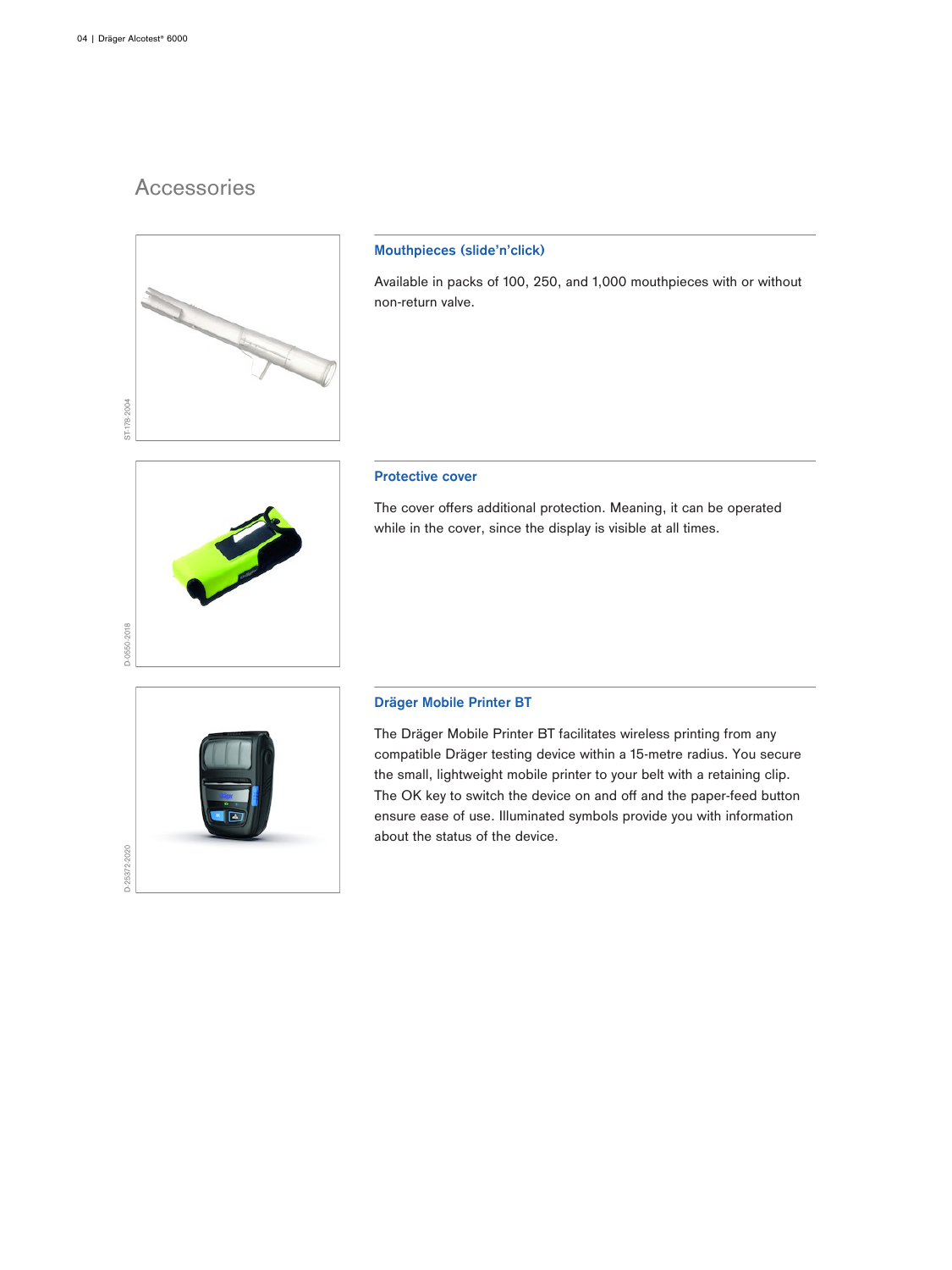## Accessories

ST-178-2004

### Mouthpieces (slide'n'click)

Available in packs of 100, 250, and 1,000 mouthpieces with or without non-return valve.

D-0550-2018

### Protective cover

The cover offers additional protection. Meaning, it can be operated while in the cover, since the display is visible at all times.

D-25372-2020

### Dräger Mobile Printer BT

The Dräger Mobile Printer BT facilitates wireless printing from any compatible Dräger testing device within a 15-metre radius. You secure the small, lightweight mobile printer to your belt with a retaining clip. The OK key to switch the device on and off and the paper-feed button ensure ease of use. Illuminated symbols provide you with information about the status of the device.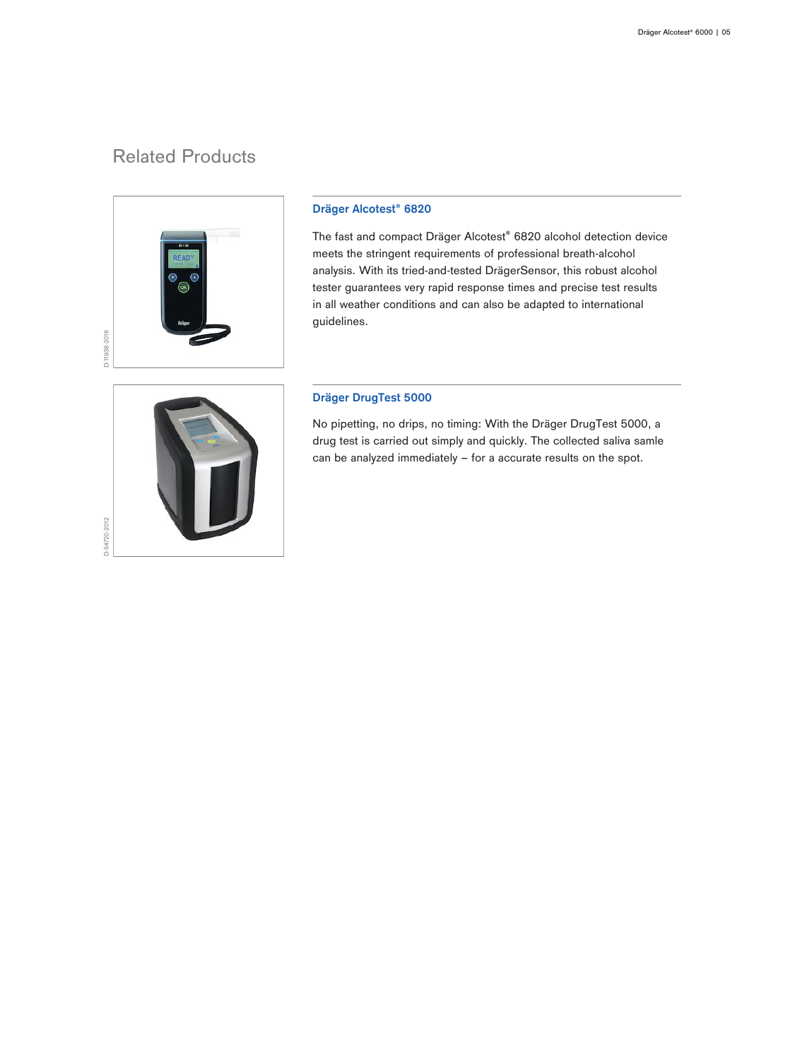## Related Products

D-11938-2016

### Dräger Alcotest® 6820

The fast and compact Dräger Alcotest® 6820 alcohol detection device meets the stringent requirements of professional breath-alcohol analysis. With its tried-and-tested DrägerSensor, this robust alcohol tester guarantees very rapid response times and precise test results in all weather conditions and can also be adapted to international guidelines.

D-54720-2012

### Dräger DrugTest 5000

No pipetting, no drips, no timing: With the Dräger DrugTest 5000, a drug test is carried out simply and quickly. The collected saliva samle can be analyzed immediately – for a accurate results on the spot.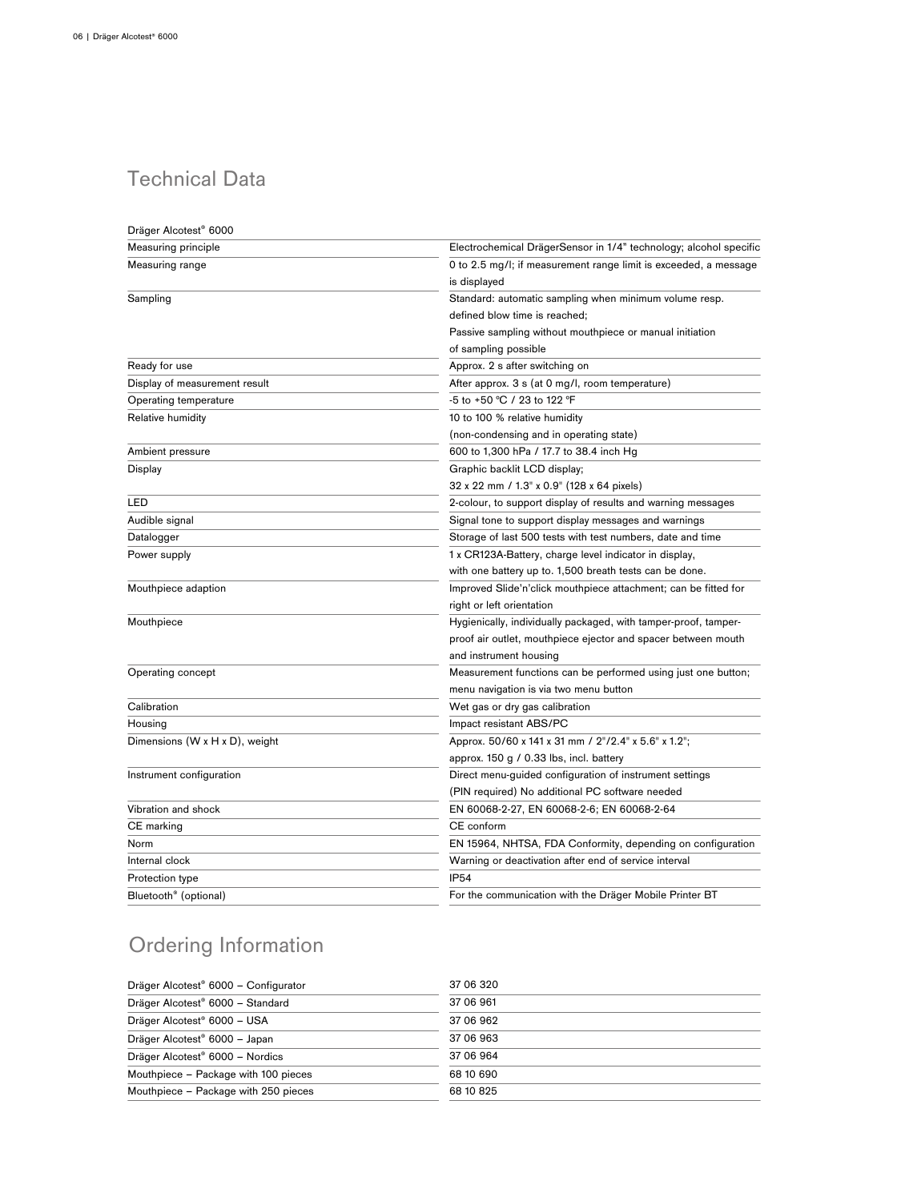## Technical Data

| Dräger Alcotest® 6000 | |
|---|---|
| Measuring principle | Electrochemical DrägerSensor in 1/4" technology; alcohol specific |
| Measuring range | 0 to 2.5 mg/l; if measurement range limit is exceeded, a message is displayed |
| Sampling | Standard: automatic sampling when minimum volume resp. defined blow time is reached; Passive sampling without mouthpiece or manual initiation of sampling possible |
| Ready for use | Approx. 2 s after switching on |
| Display of measurement result | After approx. 3 s (at 0 mg/l, room temperature) |
| Operating temperature | -5 to +50 °C / 23 to 122 °F |
| Relative humidity | 10 to 100 % relative humidity (non-condensing and in operating state) |
| Ambient pressure | 600 to 1,300 hPa / 17.7 to 38.4 inch Hg |
| Display | Graphic backlit LCD display; 32 x 22 mm / 1.3" x 0.9" (128 x 64 pixels) |
| LED | 2-colour, to support display of results and warning messages |
| Audible signal | Signal tone to support display messages and warnings |
| Datalogger | Storage of last 500 tests with test numbers, date and time |
| Power supply | 1 x CR123A-Battery, charge level indicator in display, with one battery up to. 1,500 breath tests can be done. |
| Mouthpiece adaption | Improved Slide'n'click mouthpiece attachment; can be fitted for right or left orientation |
| Mouthpiece | Hygienically, individually packaged, with tamper-proof, tamper-proof air outlet, mouthpiece ejector and spacer between mouth and instrument housing |
| Operating concept | Measurement functions can be performed using just one button; menu navigation is via two menu button |
| Calibration | Wet gas or dry gas calibration |
| Housing | Impact resistant ABS/PC |
| Dimensions (W x H x D), weight | Approx. 50/60 x 141 x 31 mm / 2"/2.4" x 5.6" x 1.2"; approx. 150 g / 0.33 lbs, incl. battery |
| Instrument configuration | Direct menu-guided configuration of instrument settings (PIN required) No additional PC software needed |
| Vibration and shock | EN 60068-2-27, EN 60068-2-6; EN 60068-2-64 |
| CE marking | CE conform |
| Norm | EN 15964, NHTSA, FDA Conformity, depending on configuration |
| Internal clock | Warning or deactivation after end of service interval |
| Protection type | IP54 |
| Bluetooth® (optional) | For the communication with the Dräger Mobile Printer BT |

## Ordering Information

| | |
|---|---|
| Dräger Alcotest® 6000 – Configurator | 37 06 320 |
| Dräger Alcotest® 6000 – Standard | 37 06 961 |
| Dräger Alcotest® 6000 – USA | 37 06 962 |
| Dräger Alcotest® 6000 – Japan | 37 06 963 |
| Dräger Alcotest® 6000 – Nordics | 37 06 964 |
| Mouthpiece – Package with 100 pieces | 68 10 690 |
| Mouthpiece – Package with 250 pieces | 68 10 825 |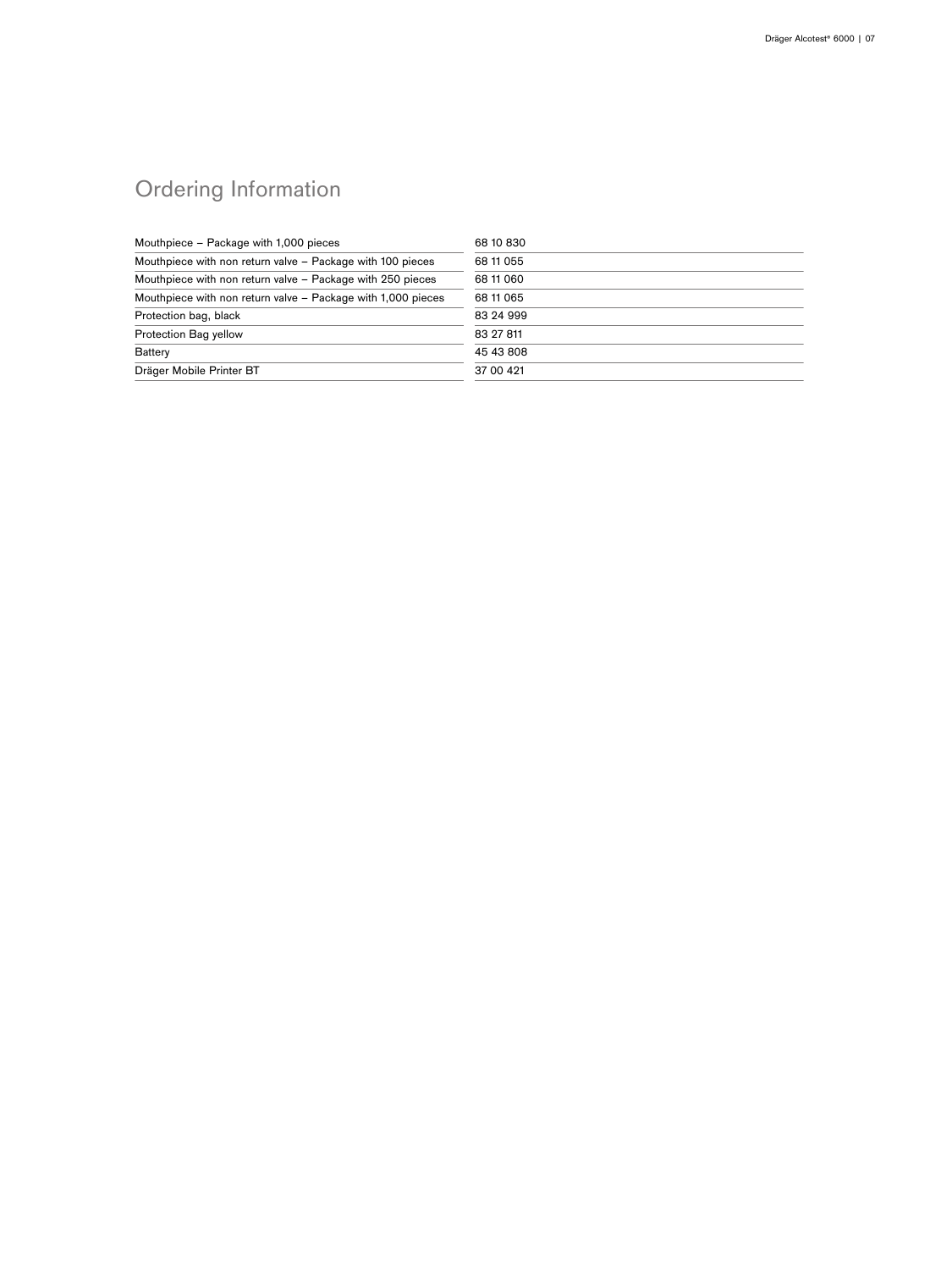# Ordering Information

| | |
|---|---|
| Mouthpiece – Package with 1,000 pieces | 68 10 830 |
| Mouthpiece with non return valve – Package with 100 pieces | 68 11 055 |
| Mouthpiece with non return valve – Package with 250 pieces | 68 11 060 |
| Mouthpiece with non return valve – Package with 1,000 pieces | 68 11 065 |
| Protection bag, black | 83 24 999 |
| Protection Bag yellow | 83 27 811 |
| Battery | 45 43 808 |
| Dräger Mobile Printer BT | 37 00 421 |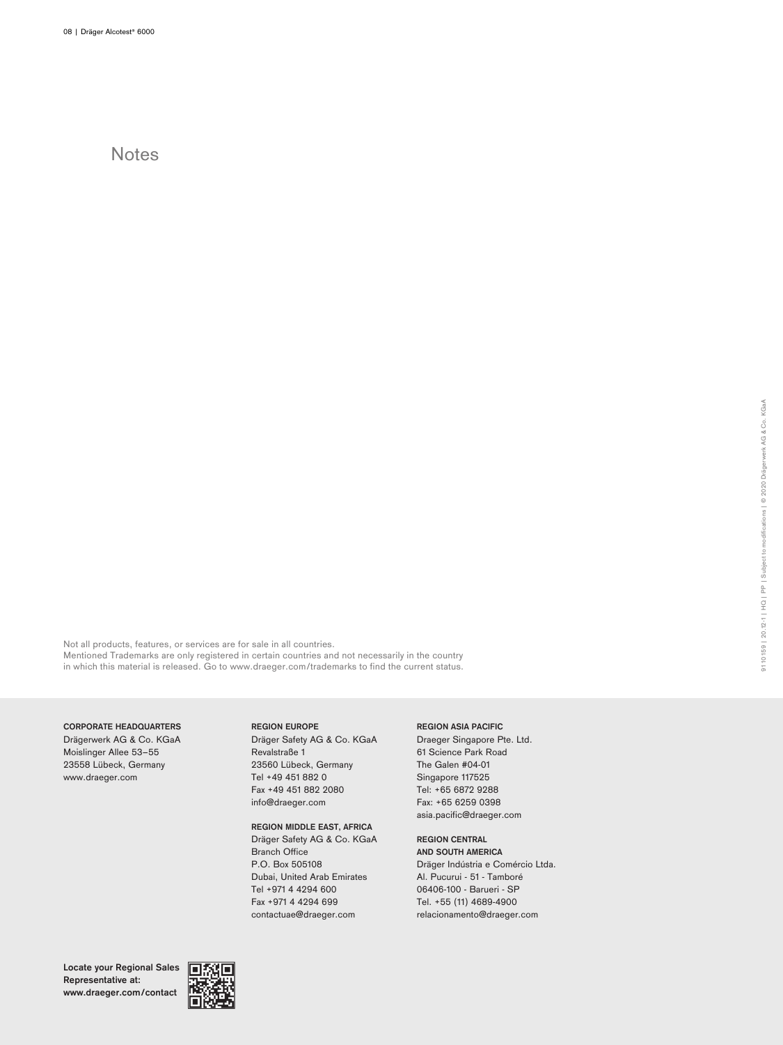## Notes

Not all products, features, or services are for sale in all countries.
Mentioned Trademarks are only registered in certain countries and not necessarily in the country in which this material is released. Go to www.draeger.com/trademarks to find the current status.

**CORPORATE HEADQUARTERS**
Drägerwerk AG & Co. KGaA
Moislinger Allee 53–55
23558 Lübeck, Germany
www.draeger.com

**REGION EUROPE**
Dräger Safety AG & Co. KGaA
Revalstraße 1
23560 Lübeck, Germany
Tel +49 451 882 0
Fax +49 451 882 2080
info@draeger.com

**REGION MIDDLE EAST, AFRICA**
Dräger Safety AG & Co. KGaA
Branch Office
P.O. Box 505108
Dubai, United Arab Emirates
Tel +971 4 4294 600
Fax +971 4 4294 699
contactuae@draeger.com

**REGION ASIA PACIFIC**
Draeger Singapore Pte. Ltd.
61 Science Park Road
The Galen #04-01
Singapore 117525
Tel: +65 6872 9288
Fax: +65 6259 0398
asia.pacific@draeger.com

**REGION CENTRAL AND SOUTH AMERICA**
Dräger Indústria e Comércio Ltda.
Al. Pucurui - 51 - Tamboré
06406-100 - Barueri - SP
Tel. +55 (11) 4689-4900
relacionamento@draeger.com

**Locate your Regional Sales Representative at: www.draeger.com/contact**

91 10 159 | 20.12-1 | HQ | PP | Subject to modifications | © 2020 Drägerwerk AG & Co. KGaA